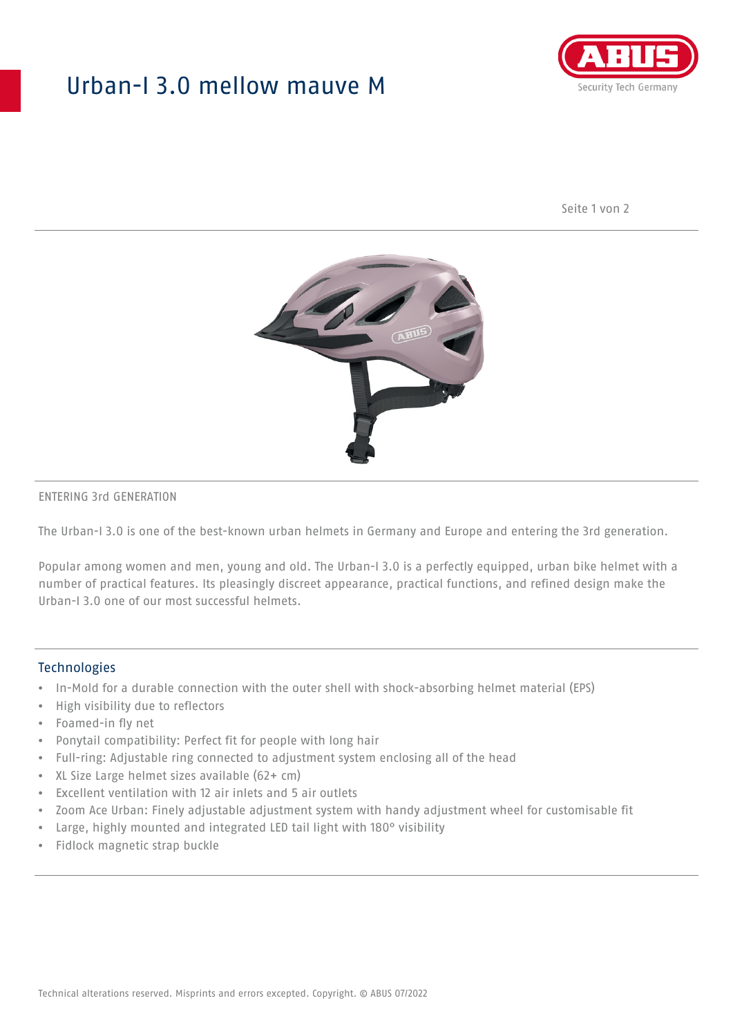# Urban-I 3.0 mellow mauve M

ENTERING 3rd GENERATION

The Urban-I 3.0 is one of the best-known urban helmets in Germany and Europe and entering the 3rd generation.

Popular among women and men, young and old. The Urban-I 3.0 is a perfectly equipped, urban bike helmet with a number of practical features. Its pleasingly discreet appearance, practical functions, and refined design make the Urban-I 3.0 one of our most successful helmets.

## Technologies

- In-Mold for a durable connection with the outer shell with shock-absorbing helmet material (EPS)
- High visibility due to reflectors
- Foamed-in fly net
- Ponytail compatibility: Perfect fit for people with long hair
- Full-ring: Adjustable ring connected to adjustment system enclosing all of the head
- XL Size Large helmet sizes available (62+ cm)
- Excellent ventilation with 12 air inlets and 5 air outlets
- Zoom Ace Urban: Finely adjustable adjustment system with handy adjustment wheel for customisable fit
- Large, highly mounted and integrated LED tail light with 180° visibility
- Fidlock magnetic strap buckle

Technical alterations reserved. Misprints and errors excepted. Copyright. © ABUS 07/2022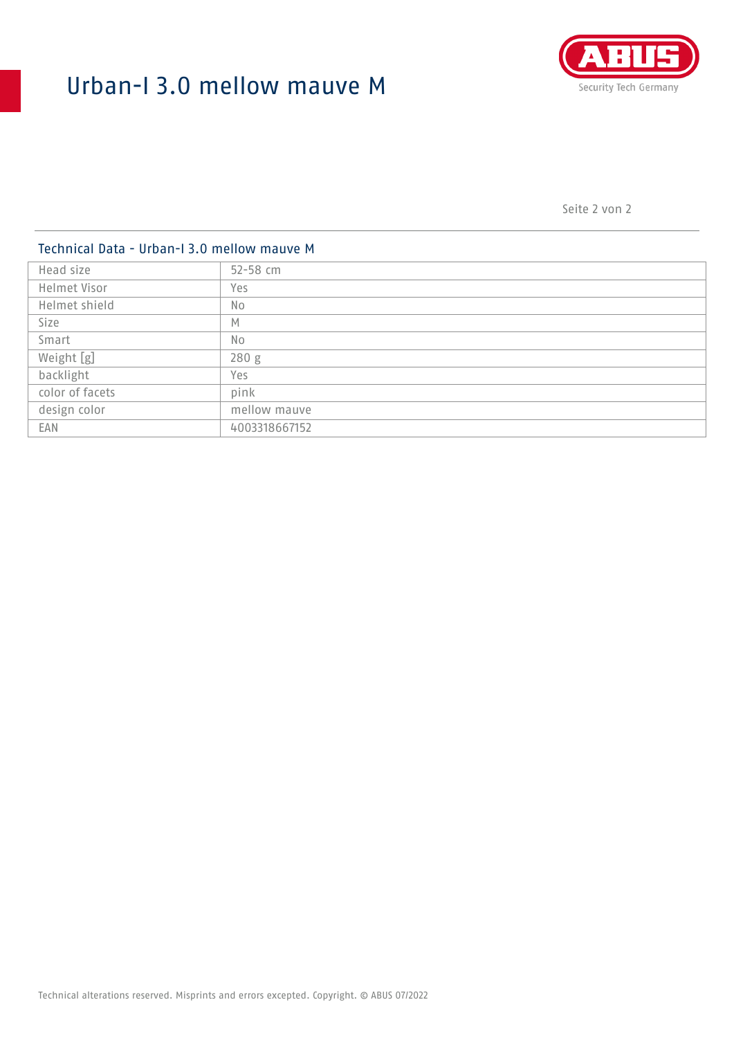# Urban-I 3.0 mellow mauve M

## Technical Data - Urban-I 3.0 mellow mauve M

| | |
|---|---|
| Head size | 52-58 cm |
| Helmet Visor | Yes |
| Helmet shield | No |
| Size | M |
| Smart | No |
| Weight [g] | 280 g |
| backlight | Yes |
| color of facets | pink |
| design color | mellow mauve |
| EAN | 4003318667152 |

Technical alterations reserved. Misprints and errors excepted. Copyright. © ABUS 07/2022